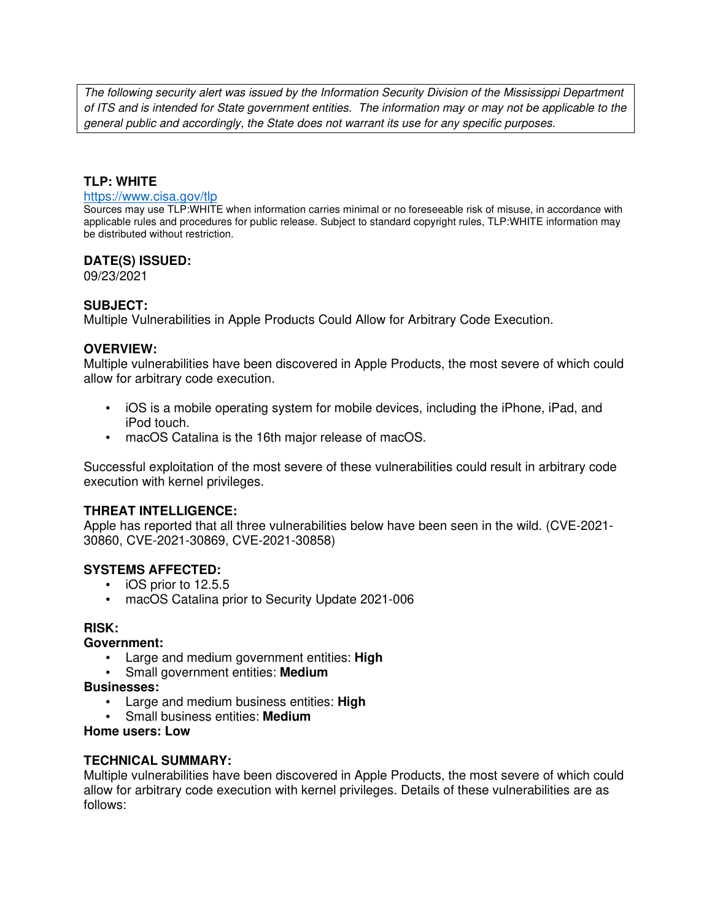*The following security alert was issued by the Information Security Division of the Mississippi Department of ITS and is intended for State government entities. The information may or may not be applicable to the general public and accordingly, the State does not warrant its use for any specific purposes.*

**TLP: WHITE**

https://www.cisa.gov/tlp

Sources may use TLP:WHITE when information carries minimal or no foreseeable risk of misuse, in accordance with applicable rules and procedures for public release. Subject to standard copyright rules, TLP:WHITE information may be distributed without restriction.

**DATE(S) ISSUED:**

09/23/2021

**SUBJECT:**

Multiple Vulnerabilities in Apple Products Could Allow for Arbitrary Code Execution.

**OVERVIEW:**

Multiple vulnerabilities have been discovered in Apple Products, the most severe of which could allow for arbitrary code execution.

- iOS is a mobile operating system for mobile devices, including the iPhone, iPad, and iPod touch.
- macOS Catalina is the 16th major release of macOS.

Successful exploitation of the most severe of these vulnerabilities could result in arbitrary code execution with kernel privileges.

**THREAT INTELLIGENCE:**

Apple has reported that all three vulnerabilities below have been seen in the wild. (CVE-2021-30860, CVE-2021-30869, CVE-2021-30858)

**SYSTEMS AFFECTED:**

- iOS prior to 12.5.5
- macOS Catalina prior to Security Update 2021-006

**RISK:**

**Government:**

- Large and medium government entities: **High**
- Small government entities: **Medium**

**Businesses:**

- Large and medium business entities: **High**
- Small business entities: **Medium**

**Home users: Low**

**TECHNICAL SUMMARY:**

Multiple vulnerabilities have been discovered in Apple Products, the most severe of which could allow for arbitrary code execution with kernel privileges. Details of these vulnerabilities are as follows: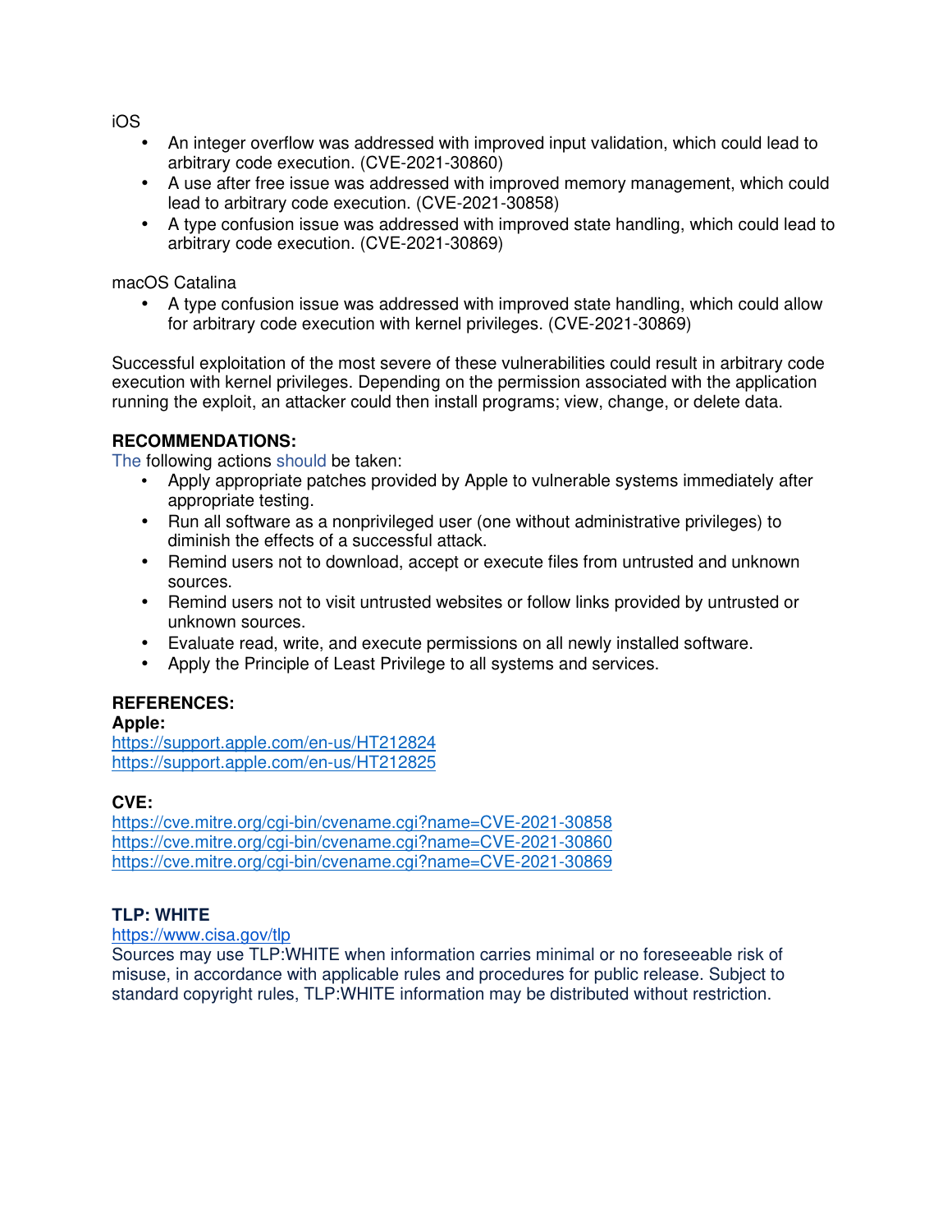iOS

- An integer overflow was addressed with improved input validation, which could lead to arbitrary code execution. (CVE-2021-30860)
- A use after free issue was addressed with improved memory management, which could lead to arbitrary code execution. (CVE-2021-30858)
- A type confusion issue was addressed with improved state handling, which could lead to arbitrary code execution. (CVE-2021-30869)

macOS Catalina

- A type confusion issue was addressed with improved state handling, which could allow for arbitrary code execution with kernel privileges. (CVE-2021-30869)

Successful exploitation of the most severe of these vulnerabilities could result in arbitrary code execution with kernel privileges. Depending on the permission associated with the application running the exploit, an attacker could then install programs; view, change, or delete data.

**RECOMMENDATIONS:**

The following actions should be taken:

- Apply appropriate patches provided by Apple to vulnerable systems immediately after appropriate testing.
- Run all software as a nonprivileged user (one without administrative privileges) to diminish the effects of a successful attack.
- Remind users not to download, accept or execute files from untrusted and unknown sources.
- Remind users not to visit untrusted websites or follow links provided by untrusted or unknown sources.
- Evaluate read, write, and execute permissions on all newly installed software.
- Apply the Principle of Least Privilege to all systems and services.

**REFERENCES:**

**Apple:**

https://support.apple.com/en-us/HT212824
https://support.apple.com/en-us/HT212825

**CVE:**

https://cve.mitre.org/cgi-bin/cvename.cgi?name=CVE-2021-30858
https://cve.mitre.org/cgi-bin/cvename.cgi?name=CVE-2021-30860
https://cve.mitre.org/cgi-bin/cvename.cgi?name=CVE-2021-30869

**TLP: WHITE**

https://www.cisa.gov/tlp

Sources may use TLP:WHITE when information carries minimal or no foreseeable risk of misuse, in accordance with applicable rules and procedures for public release. Subject to standard copyright rules, TLP:WHITE information may be distributed without restriction.